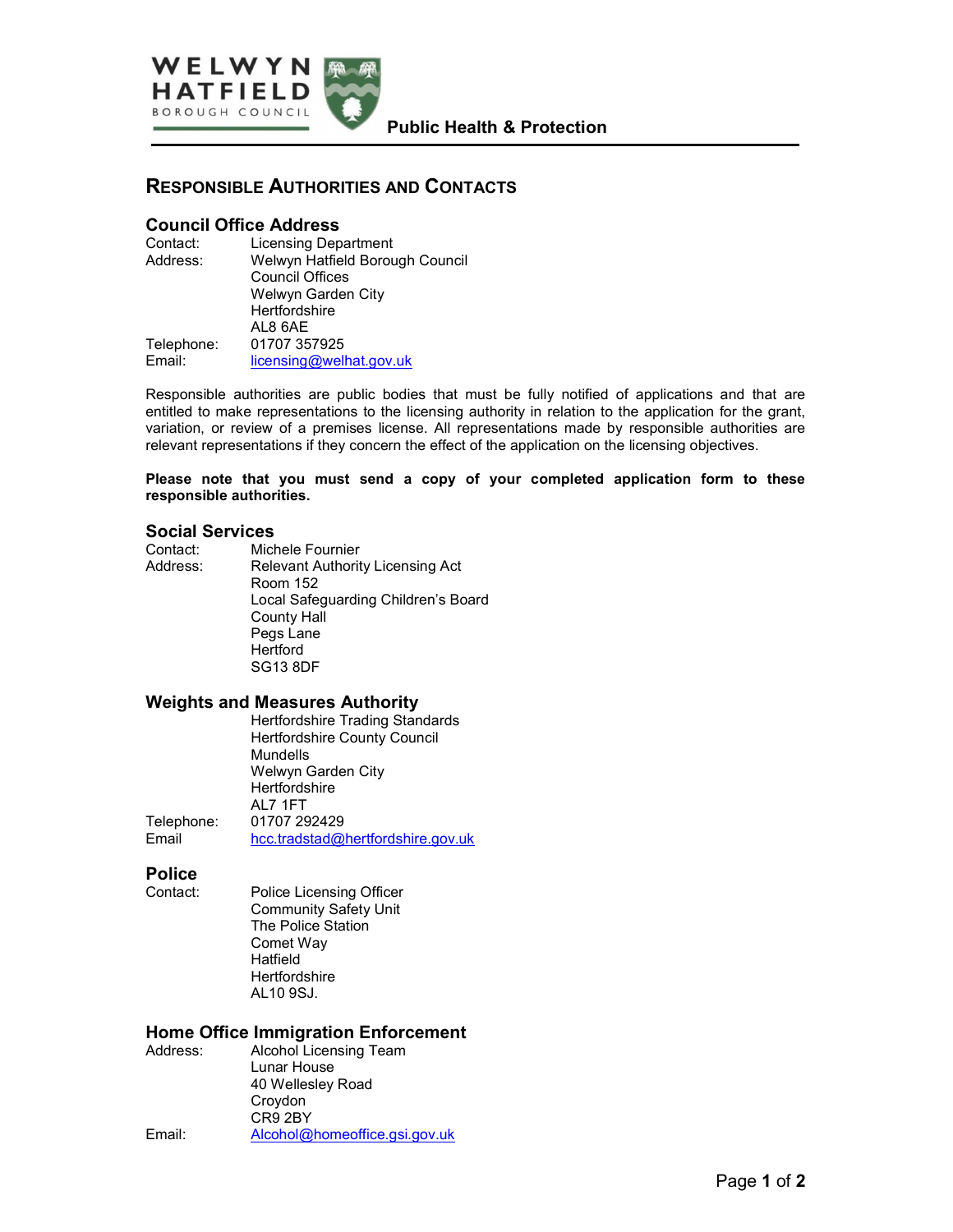Public Health & Protection

# Responsible Authorities and Contacts

## Council Office Address

Contact: Licensing Department
Address: Welwyn Hatfield Borough Council
Council Offices
Welwyn Garden City
Hertfordshire
AL8 6AE
Telephone: 01707 357925
Email: licensing@welhat.gov.uk

Responsible authorities are public bodies that must be fully notified of applications and that are entitled to make representations to the licensing authority in relation to the application for the grant, variation, or review of a premises license. All representations made by responsible authorities are relevant representations if they concern the effect of the application on the licensing objectives.

**Please note that you must send a copy of your completed application form to these responsible authorities.**

## Social Services

Contact: Michele Fournier
Address: Relevant Authority Licensing Act
Room 152
Local Safeguarding Children's Board
County Hall
Pegs Lane
Hertford
SG13 8DF

## Weights and Measures Authority

Hertfordshire Trading Standards
Hertfordshire County Council
Mundells
Welwyn Garden City
Hertfordshire
AL7 1FT
Telephone: 01707 292429
Email hcc.tradstad@hertfordshire.gov.uk

## Police

Contact: Police Licensing Officer
Community Safety Unit
The Police Station
Comet Way
Hatfield
Hertfordshire
AL10 9SJ.

## Home Office Immigration Enforcement

Address: Alcohol Licensing Team
Lunar House
40 Wellesley Road
Croydon
CR9 2BY
Email: Alcohol@homeoffice.gsi.gov.uk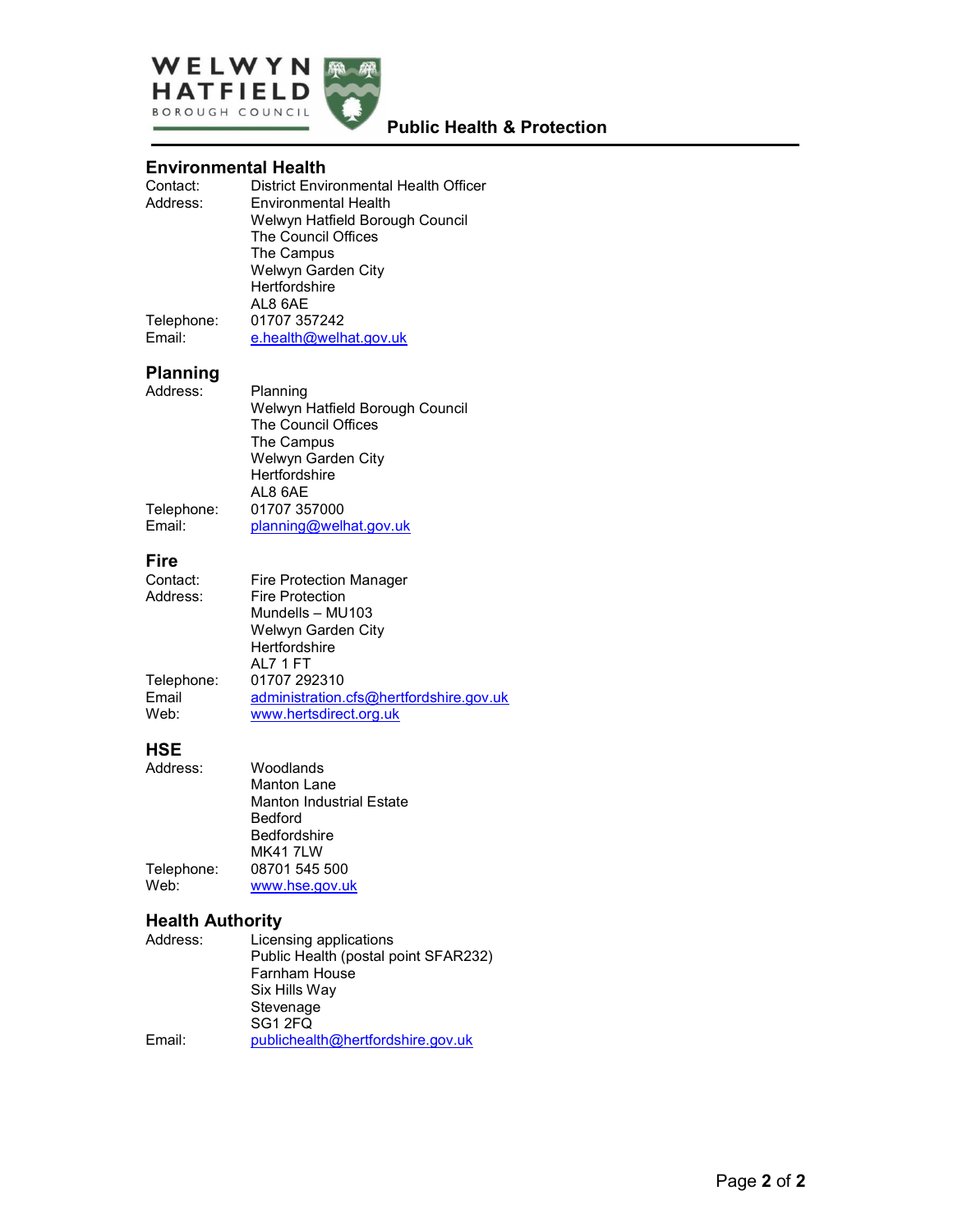WELWYN HATFIELD BOROUGH COUNCIL

**Public Health & Protection**

## Environmental Health

Contact: District Environmental Health Officer
Address: Environmental Health
Welwyn Hatfield Borough Council
The Council Offices
The Campus
Welwyn Garden City
Hertfordshire
AL8 6AE
Telephone: 01707 357242
Email: e.health@welhat.gov.uk

## Planning

Address: Planning
Welwyn Hatfield Borough Council
The Council Offices
The Campus
Welwyn Garden City
Hertfordshire
AL8 6AE
Telephone: 01707 357000
Email: planning@welhat.gov.uk

## Fire

Contact: Fire Protection Manager
Address: Fire Protection
Mundells – MU103
Welwyn Garden City
Hertfordshire
AL7 1 FT
Telephone: 01707 292310
Email: administration.cfs@hertfordshire.gov.uk
Web: www.hertsdirect.org.uk

## HSE

Address: Woodlands
Manton Lane
Manton Industrial Estate
Bedford
Bedfordshire
MK41 7LW
Telephone: 08701 545 500
Web: www.hse.gov.uk

## Health Authority

Address: Licensing applications
Public Health (postal point SFAR232)
Farnham House
Six Hills Way
Stevenage
SG1 2FQ
Email: publichealth@hertfordshire.gov.uk